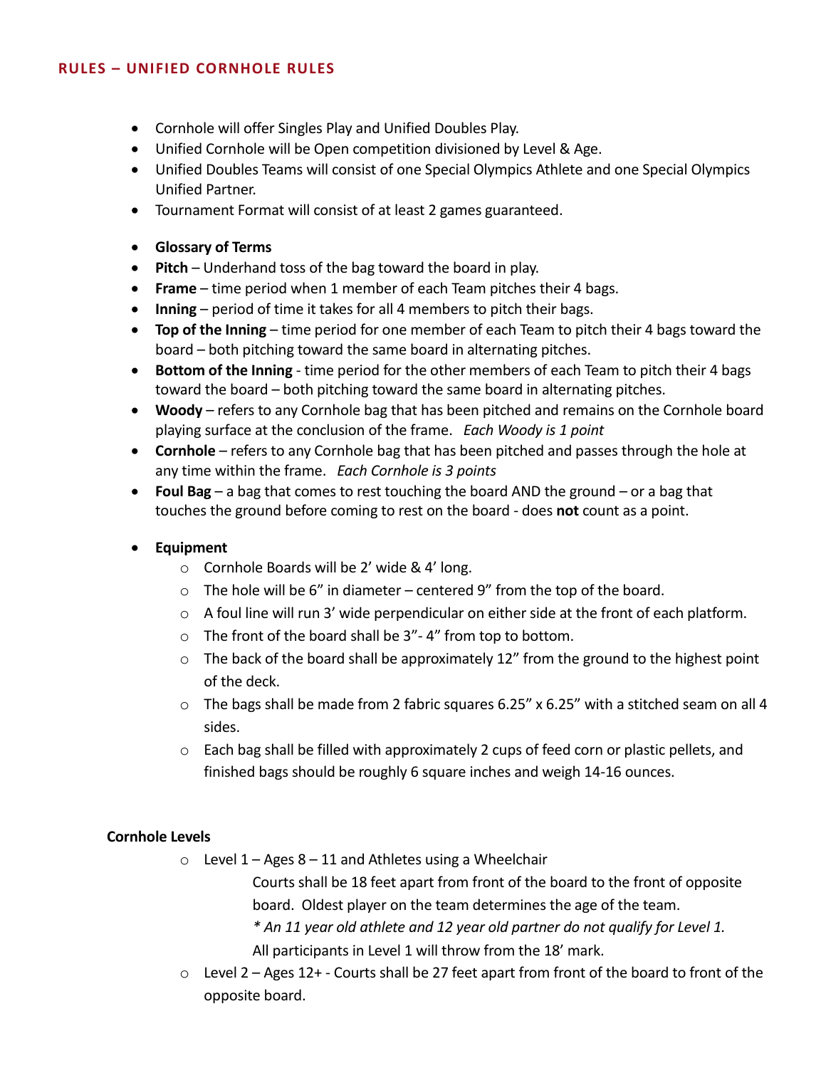## RULES – UNIFIED CORNHOLE RULES

- Cornhole will offer Singles Play and Unified Doubles Play.
- Unified Cornhole will be Open competition divisioned by Level & Age.
- Unified Doubles Teams will consist of one Special Olympics Athlete and one Special Olympics Unified Partner.
- Tournament Format will consist of at least 2 games guaranteed.

- **Glossary of Terms**
- **Pitch** – Underhand toss of the bag toward the board in play.
- **Frame** – time period when 1 member of each Team pitches their 4 bags.
- **Inning** – period of time it takes for all 4 members to pitch their bags.
- **Top of the Inning** – time period for one member of each Team to pitch their 4 bags toward the board – both pitching toward the same board in alternating pitches.
- **Bottom of the Inning** - time period for the other members of each Team to pitch their 4 bags toward the board – both pitching toward the same board in alternating pitches.
- **Woody** – refers to any Cornhole bag that has been pitched and remains on the Cornhole board playing surface at the conclusion of the frame. *Each Woody is 1 point*
- **Cornhole** – refers to any Cornhole bag that has been pitched and passes through the hole at any time within the frame. *Each Cornhole is 3 points*
- **Foul Bag** – a bag that comes to rest touching the board AND the ground – or a bag that touches the ground before coming to rest on the board - does **not** count as a point.

- **Equipment**
  - Cornhole Boards will be 2' wide & 4' long.
  - The hole will be 6" in diameter – centered 9" from the top of the board.
  - A foul line will run 3' wide perpendicular on either side at the front of each platform.
  - The front of the board shall be 3"- 4" from top to bottom.
  - The back of the board shall be approximately 12" from the ground to the highest point of the deck.
  - The bags shall be made from 2 fabric squares 6.25" x 6.25" with a stitched seam on all 4 sides.
  - Each bag shall be filled with approximately 2 cups of feed corn or plastic pellets, and finished bags should be roughly 6 square inches and weigh 14-16 ounces.

**Cornhole Levels**

- Level 1 – Ages 8 – 11 and Athletes using a Wheelchair

  Courts shall be 18 feet apart from front of the board to the front of opposite board. Oldest player on the team determines the age of the team.

  *\* An 11 year old athlete and 12 year old partner do not qualify for Level 1.*

  All participants in Level 1 will throw from the 18' mark.
- Level 2 – Ages 12+ - Courts shall be 27 feet apart from front of the board to front of the opposite board.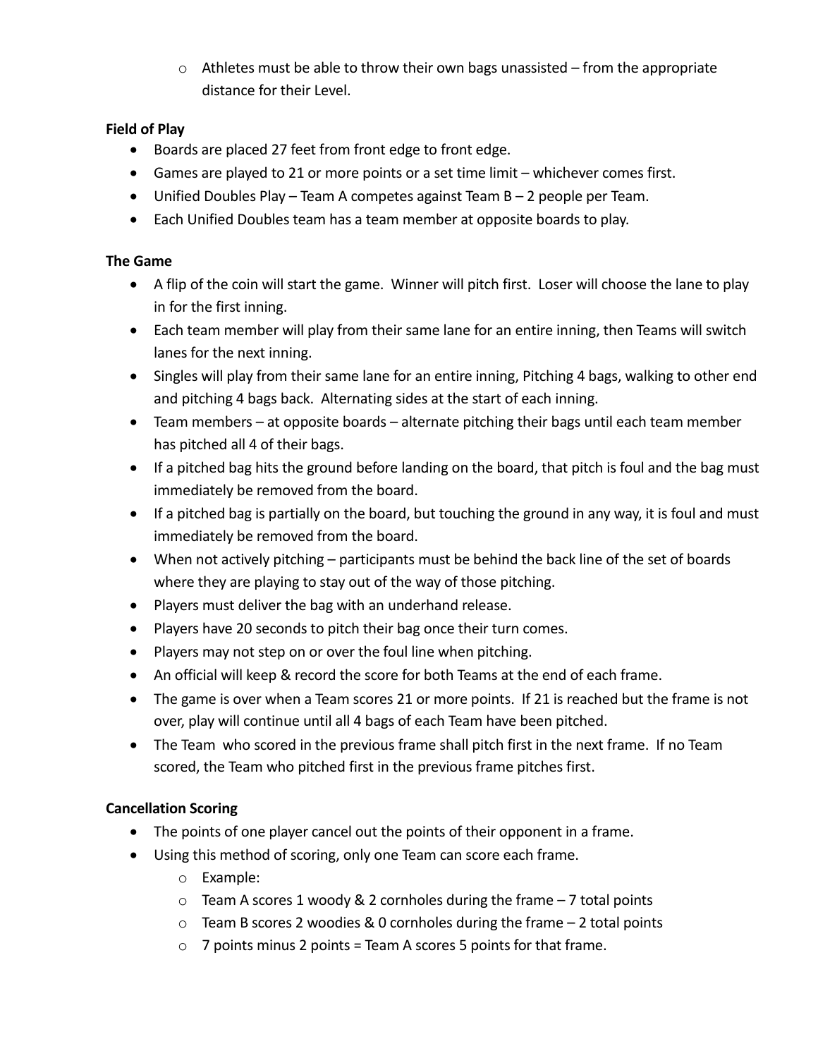- Athletes must be able to throw their own bags unassisted – from the appropriate distance for their Level.

**Field of Play**

- Boards are placed 27 feet from front edge to front edge.
- Games are played to 21 or more points or a set time limit – whichever comes first.
- Unified Doubles Play – Team A competes against Team B – 2 people per Team.
- Each Unified Doubles team has a team member at opposite boards to play.

**The Game**

- A flip of the coin will start the game. Winner will pitch first. Loser will choose the lane to play in for the first inning.
- Each team member will play from their same lane for an entire inning, then Teams will switch lanes for the next inning.
- Singles will play from their same lane for an entire inning, Pitching 4 bags, walking to other end and pitching 4 bags back. Alternating sides at the start of each inning.
- Team members – at opposite boards – alternate pitching their bags until each team member has pitched all 4 of their bags.
- If a pitched bag hits the ground before landing on the board, that pitch is foul and the bag must immediately be removed from the board.
- If a pitched bag is partially on the board, but touching the ground in any way, it is foul and must immediately be removed from the board.
- When not actively pitching – participants must be behind the back line of the set of boards where they are playing to stay out of the way of those pitching.
- Players must deliver the bag with an underhand release.
- Players have 20 seconds to pitch their bag once their turn comes.
- Players may not step on or over the foul line when pitching.
- An official will keep & record the score for both Teams at the end of each frame.
- The game is over when a Team scores 21 or more points. If 21 is reached but the frame is not over, play will continue until all 4 bags of each Team have been pitched.
- The Team who scored in the previous frame shall pitch first in the next frame. If no Team scored, the Team who pitched first in the previous frame pitches first.

**Cancellation Scoring**

- The points of one player cancel out the points of their opponent in a frame.
- Using this method of scoring, only one Team can score each frame.
    - Example:
    - Team A scores 1 woody & 2 cornholes during the frame – 7 total points
    - Team B scores 2 woodies & 0 cornholes during the frame – 2 total points
    - 7 points minus 2 points = Team A scores 5 points for that frame.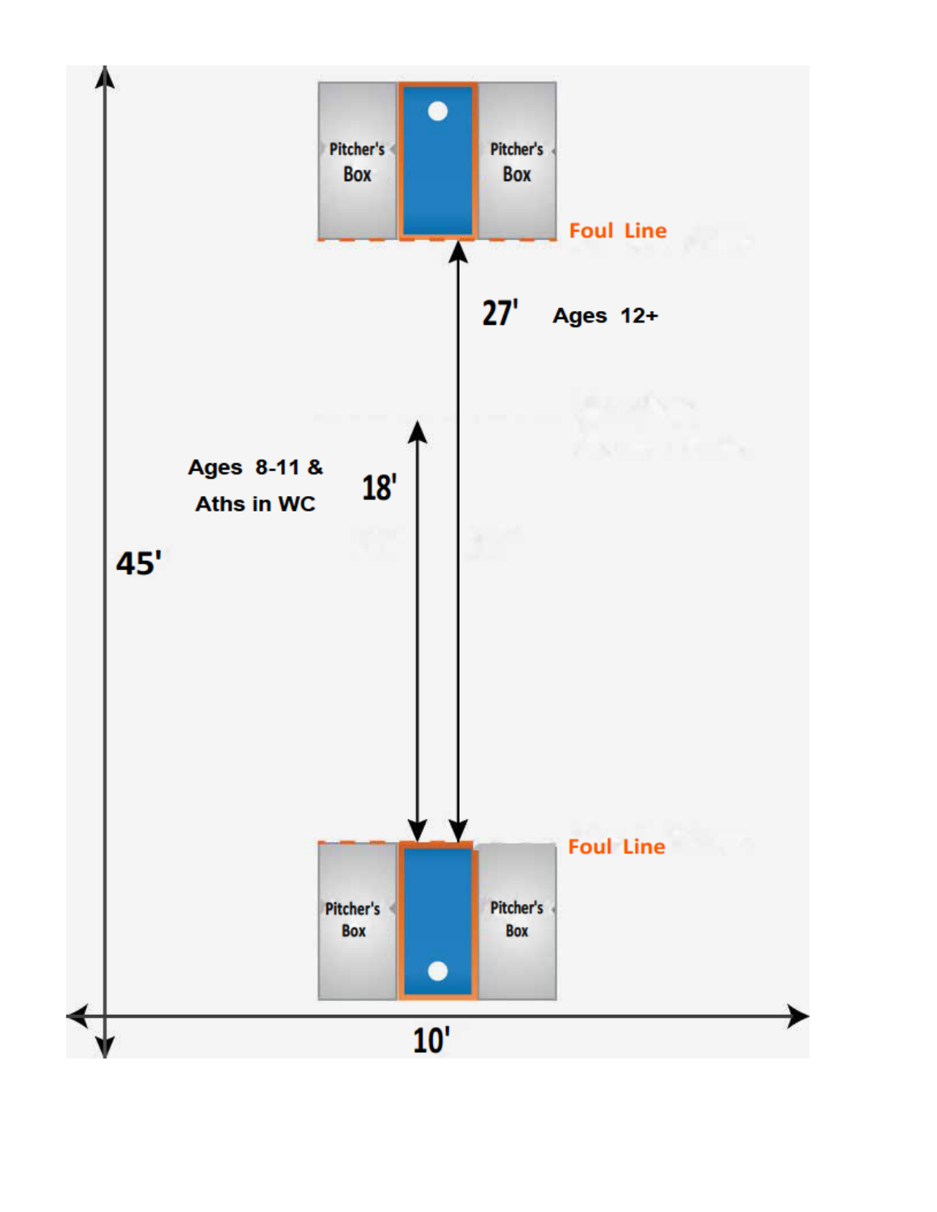Pitcher's Box

Pitcher's Box

Foul Line

27'

Ages 12+

Ages 8-11 &

Aths in WC

18'

45'

Foul Line

Pitcher's Box

Pitcher's Box

10'